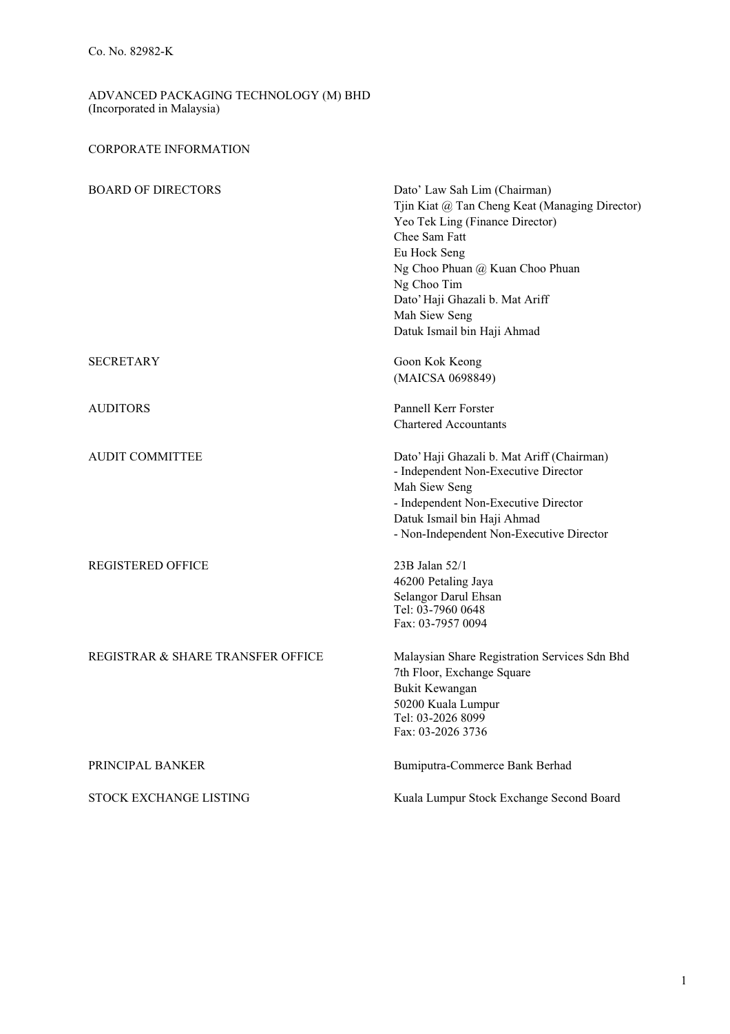Co. No. 82982-K

ADVANCED PACKAGING TECHNOLOGY (M) BHD
(Incorporated in Malaysia)

# CORPORATE INFORMATION

| | |
|---|---|
| BOARD OF DIRECTORS | Dato' Law Sah Lim (Chairman)<br>Tjin Kiat @ Tan Cheng Keat (Managing Director)<br>Yeo Tek Ling (Finance Director)<br>Chee Sam Fatt<br>Eu Hock Seng<br>Ng Choo Phuan @ Kuan Choo Phuan<br>Ng Choo Tim<br>Dato' Haji Ghazali b. Mat Ariff<br>Mah Siew Seng<br>Datuk Ismail bin Haji Ahmad |
| SECRETARY | Goon Kok Keong<br>(MAICSA 0698849) |
| AUDITORS | Pannell Kerr Forster<br>Chartered Accountants |
| AUDIT COMMITTEE | Dato' Haji Ghazali b. Mat Ariff (Chairman)<br>- Independent Non-Executive Director<br>Mah Siew Seng<br>- Independent Non-Executive Director<br>Datuk Ismail bin Haji Ahmad<br>- Non-Independent Non-Executive Director |
| REGISTERED OFFICE | 23B Jalan 52/1<br>46200 Petaling Jaya<br>Selangor Darul Ehsan<br>Tel: 03-7960 0648<br>Fax: 03-7957 0094 |
| REGISTRAR & SHARE TRANSFER OFFICE | Malaysian Share Registration Services Sdn Bhd<br>7th Floor, Exchange Square<br>Bukit Kewangan<br>50200 Kuala Lumpur<br>Tel: 03-2026 8099<br>Fax: 03-2026 3736 |
| PRINCIPAL BANKER | Bumiputra-Commerce Bank Berhad |
| STOCK EXCHANGE LISTING | Kuala Lumpur Stock Exchange Second Board |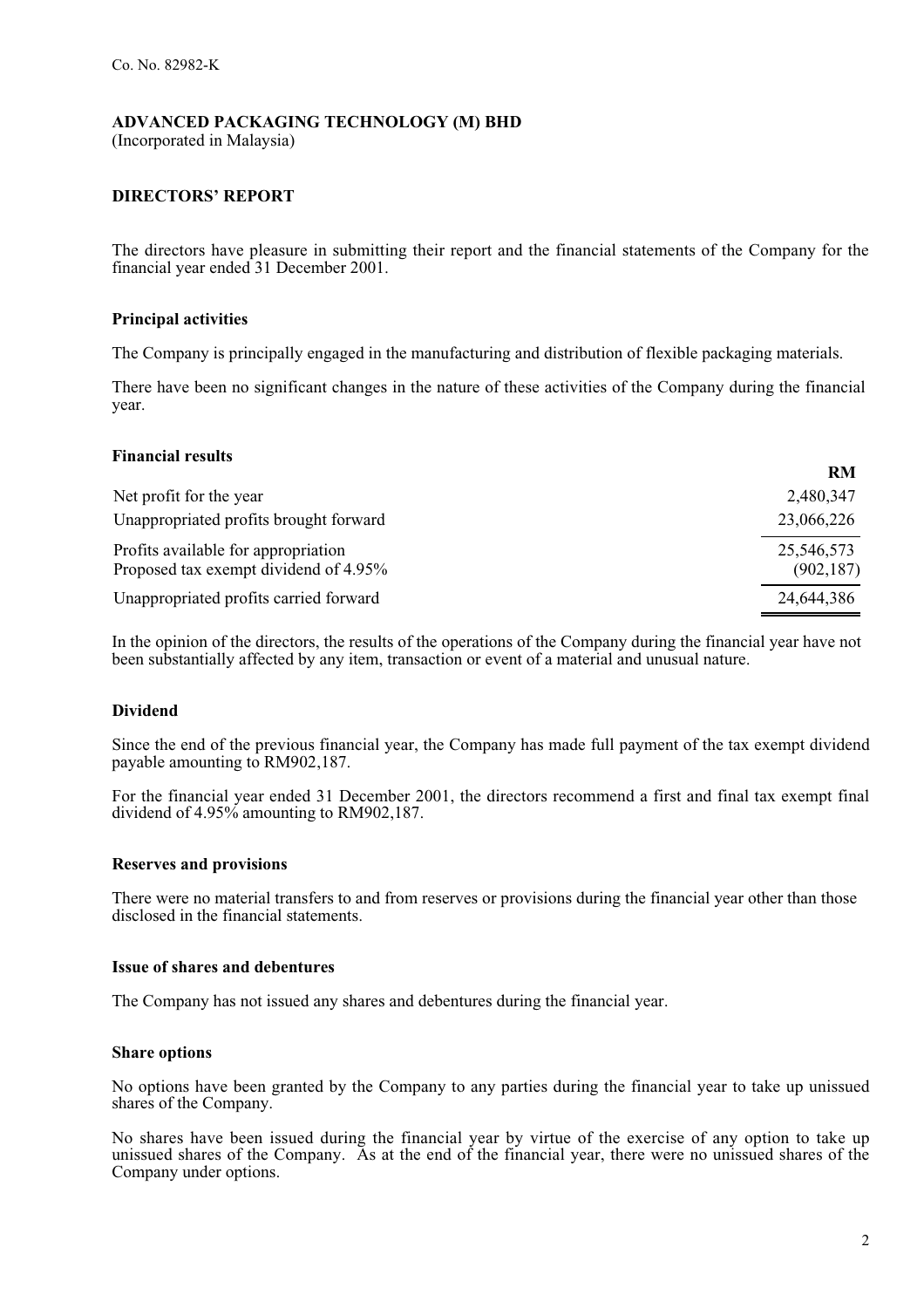Co. No. 82982-K

**ADVANCED PACKAGING TECHNOLOGY (M) BHD**
(Incorporated in Malaysia)

## DIRECTORS' REPORT

The directors have pleasure in submitting their report and the financial statements of the Company for the financial year ended 31 December 2001.

### Principal activities

The Company is principally engaged in the manufacturing and distribution of flexible packaging materials.

There have been no significant changes in the nature of these activities of the Company during the financial year.

### Financial results

| | RM |
|---|---|
| Net profit for the year | 2,480,347 |
| Unappropriated profits brought forward | 23,066,226 |
| Profits available for appropriation | 25,546,573 |
| Proposed tax exempt dividend of 4.95% | (902,187) |
| Unappropriated profits carried forward | 24,644,386 |

In the opinion of the directors, the results of the operations of the Company during the financial year have not been substantially affected by any item, transaction or event of a material and unusual nature.

### Dividend

Since the end of the previous financial year, the Company has made full payment of the tax exempt dividend payable amounting to RM902,187.

For the financial year ended 31 December 2001, the directors recommend a first and final tax exempt final dividend of 4.95% amounting to RM902,187.

### Reserves and provisions

There were no material transfers to and from reserves or provisions during the financial year other than those disclosed in the financial statements.

### Issue of shares and debentures

The Company has not issued any shares and debentures during the financial year.

### Share options

No options have been granted by the Company to any parties during the financial year to take up unissued shares of the Company.

No shares have been issued during the financial year by virtue of the exercise of any option to take up unissued shares of the Company. As at the end of the financial year, there were no unissued shares of the Company under options.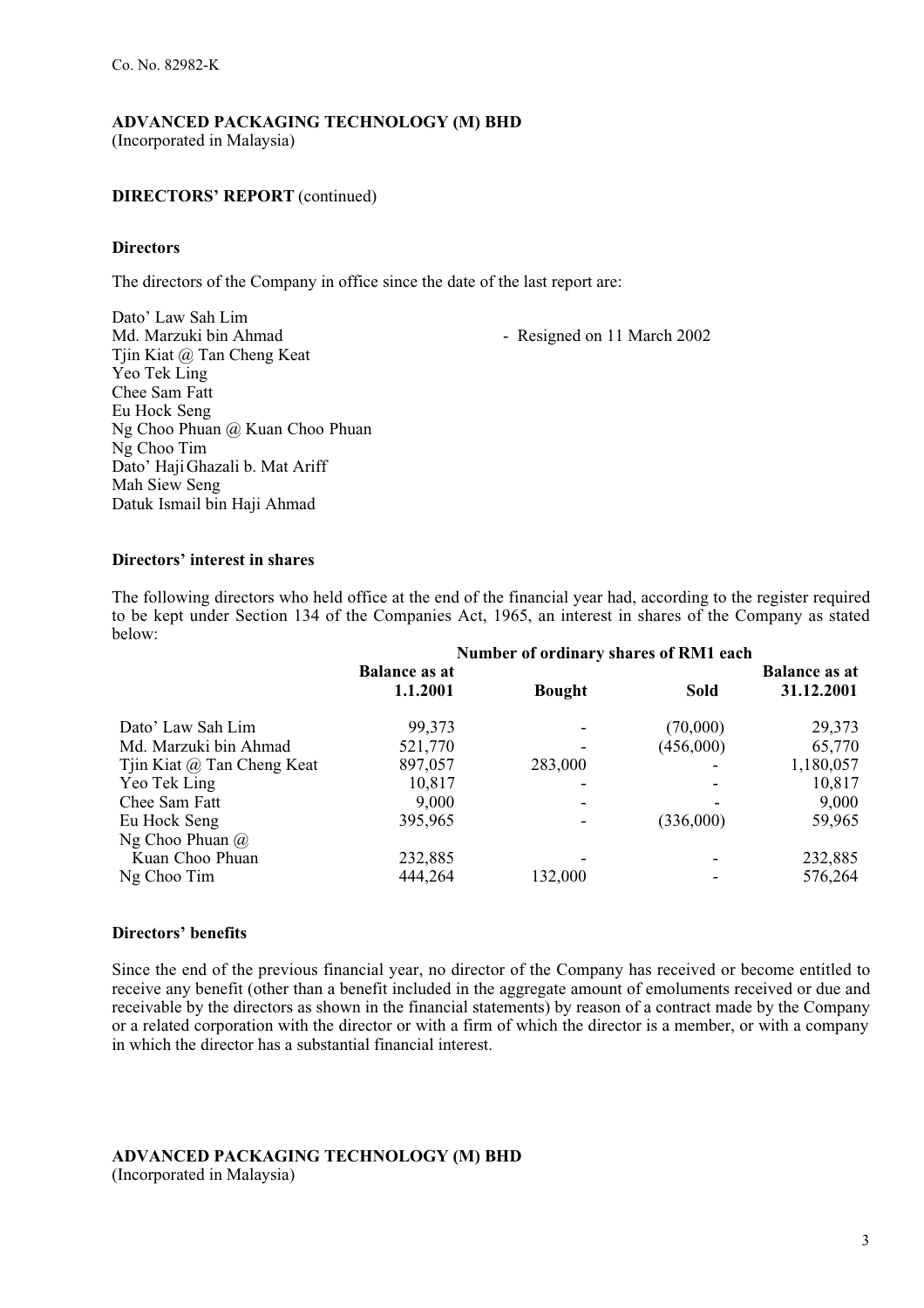Co. No. 82982-K

**ADVANCED PACKAGING TECHNOLOGY (M) BHD**
(Incorporated in Malaysia)

**DIRECTORS' REPORT** (continued)

**Directors**

The directors of the Company in office since the date of the last report are:

Dato' Law Sah Lim
Md. Marzuki bin Ahmad - Resigned on 11 March 2002
Tjin Kiat @ Tan Cheng Keat
Yeo Tek Ling
Chee Sam Fatt
Eu Hock Seng
Ng Choo Phuan @ Kuan Choo Phuan
Ng Choo Tim
Dato' Haji Ghazali b. Mat Ariff
Mah Siew Seng
Datuk Ismail bin Haji Ahmad

**Directors' interest in shares**

The following directors who held office at the end of the financial year had, according to the register required to be kept under Section 134 of the Companies Act, 1965, an interest in shares of the Company as stated below:

| | Number of ordinary shares of RM1 each | | | |
|---|---|---|---|---|
| | **Balance as at 1.1.2001** | **Bought** | **Sold** | **Balance as at 31.12.2001** |
| Dato' Law Sah Lim | 99,373 | - | (70,000) | 29,373 |
| Md. Marzuki bin Ahmad | 521,770 | - | (456,000) | 65,770 |
| Tjin Kiat @ Tan Cheng Keat | 897,057 | 283,000 | - | 1,180,057 |
| Yeo Tek Ling | 10,817 | - | - | 10,817 |
| Chee Sam Fatt | 9,000 | - | - | 9,000 |
| Eu Hock Seng | 395,965 | - | (336,000) | 59,965 |
| Ng Choo Phuan @ Kuan Choo Phuan | 232,885 | - | - | 232,885 |
| Ng Choo Tim | 444,264 | 132,000 | - | 576,264 |

**Directors' benefits**

Since the end of the previous financial year, no director of the Company has received or become entitled to receive any benefit (other than a benefit included in the aggregate amount of emoluments received or due and receivable by the directors as shown in the financial statements) by reason of a contract made by the Company or a related corporation with the director or with a firm of which the director is a member, or with a company in which the director has a substantial financial interest.

**ADVANCED PACKAGING TECHNOLOGY (M) BHD**
(Incorporated in Malaysia)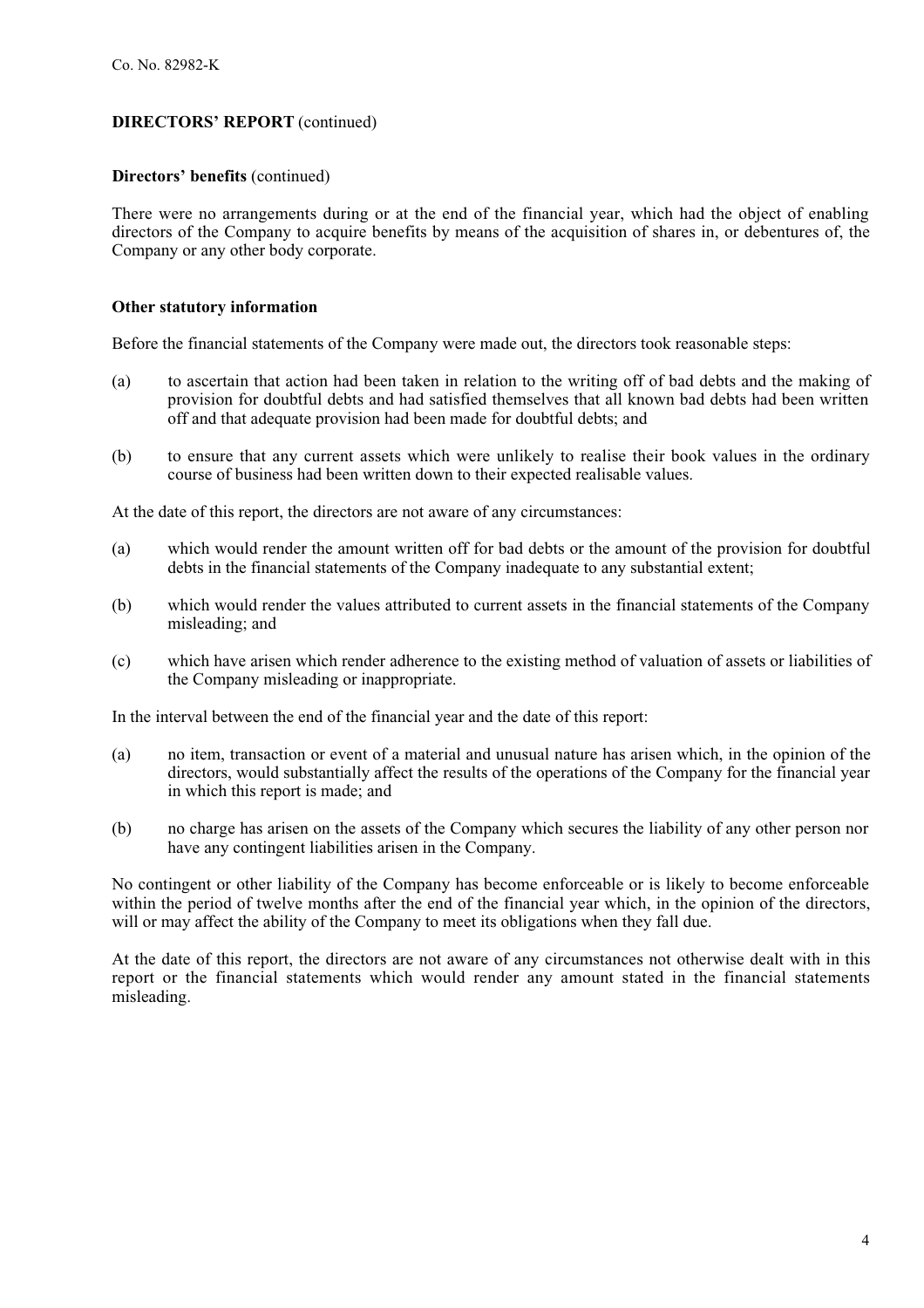Co. No. 82982-K

## DIRECTORS' REPORT (continued)

### Directors' benefits (continued)

There were no arrangements during or at the end of the financial year, which had the object of enabling directors of the Company to acquire benefits by means of the acquisition of shares in, or debentures of, the Company or any other body corporate.

### Other statutory information

Before the financial statements of the Company were made out, the directors took reasonable steps:

(a) to ascertain that action had been taken in relation to the writing off of bad debts and the making of provision for doubtful debts and had satisfied themselves that all known bad debts had been written off and that adequate provision had been made for doubtful debts; and

(b) to ensure that any current assets which were unlikely to realise their book values in the ordinary course of business had been written down to their expected realisable values.

At the date of this report, the directors are not aware of any circumstances:

(a) which would render the amount written off for bad debts or the amount of the provision for doubtful debts in the financial statements of the Company inadequate to any substantial extent;

(b) which would render the values attributed to current assets in the financial statements of the Company misleading; and

(c) which have arisen which render adherence to the existing method of valuation of assets or liabilities of the Company misleading or inappropriate.

In the interval between the end of the financial year and the date of this report:

(a) no item, transaction or event of a material and unusual nature has arisen which, in the opinion of the directors, would substantially affect the results of the operations of the Company for the financial year in which this report is made; and

(b) no charge has arisen on the assets of the Company which secures the liability of any other person nor have any contingent liabilities arisen in the Company.

No contingent or other liability of the Company has become enforceable or is likely to become enforceable within the period of twelve months after the end of the financial year which, in the opinion of the directors, will or may affect the ability of the Company to meet its obligations when they fall due.

At the date of this report, the directors are not aware of any circumstances not otherwise dealt with in this report or the financial statements which would render any amount stated in the financial statements misleading.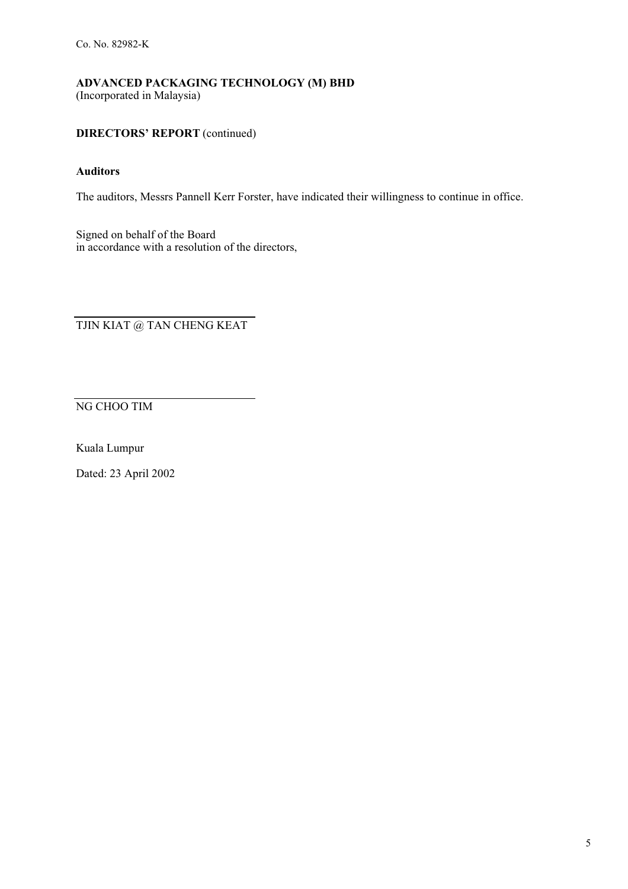Co. No. 82982-K

**ADVANCED PACKAGING TECHNOLOGY (M) BHD**
(Incorporated in Malaysia)

**DIRECTORS' REPORT** (continued)

**Auditors**

The auditors, Messrs Pannell Kerr Forster, have indicated their willingness to continue in office.

Signed on behalf of the Board
in accordance with a resolution of the directors,

TJIN KIAT @ TAN CHENG KEAT

NG CHOO TIM

Kuala Lumpur

Dated: 23 April 2002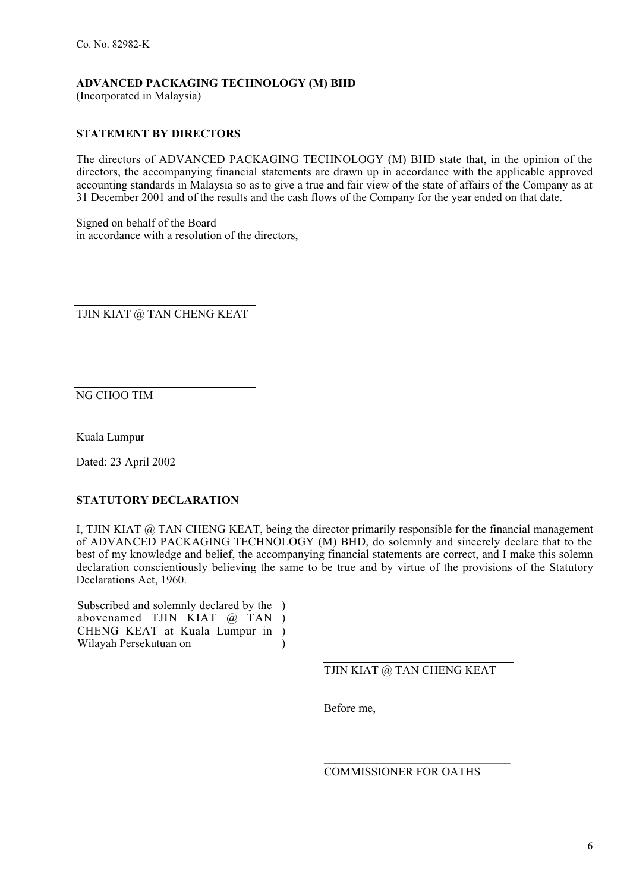Co. No. 82982-K

**ADVANCED PACKAGING TECHNOLOGY (M) BHD**
(Incorporated in Malaysia)

**STATEMENT BY DIRECTORS**

The directors of ADVANCED PACKAGING TECHNOLOGY (M) BHD state that, in the opinion of the directors, the accompanying financial statements are drawn up in accordance with the applicable approved accounting standards in Malaysia so as to give a true and fair view of the state of affairs of the Company as at 31 December 2001 and of the results and the cash flows of the Company for the year ended on that date.

Signed on behalf of the Board
in accordance with a resolution of the directors,

TJIN KIAT @ TAN CHENG KEAT

NG CHOO TIM

Kuala Lumpur

Dated: 23 April 2002

**STATUTORY DECLARATION**

I, TJIN KIAT @ TAN CHENG KEAT, being the director primarily responsible for the financial management of ADVANCED PACKAGING TECHNOLOGY (M) BHD, do solemnly and sincerely declare that to the best of my knowledge and belief, the accompanying financial statements are correct, and I make this solemn declaration conscientiously believing the same to be true and by virtue of the provisions of the Statutory Declarations Act, 1960.

Subscribed and solemnly declared by the abovenamed TJIN KIAT @ TAN CHENG KEAT at Kuala Lumpur in Wilayah Persekutuan on )

TJIN KIAT @ TAN CHENG KEAT

Before me,

COMMISSIONER FOR OATHS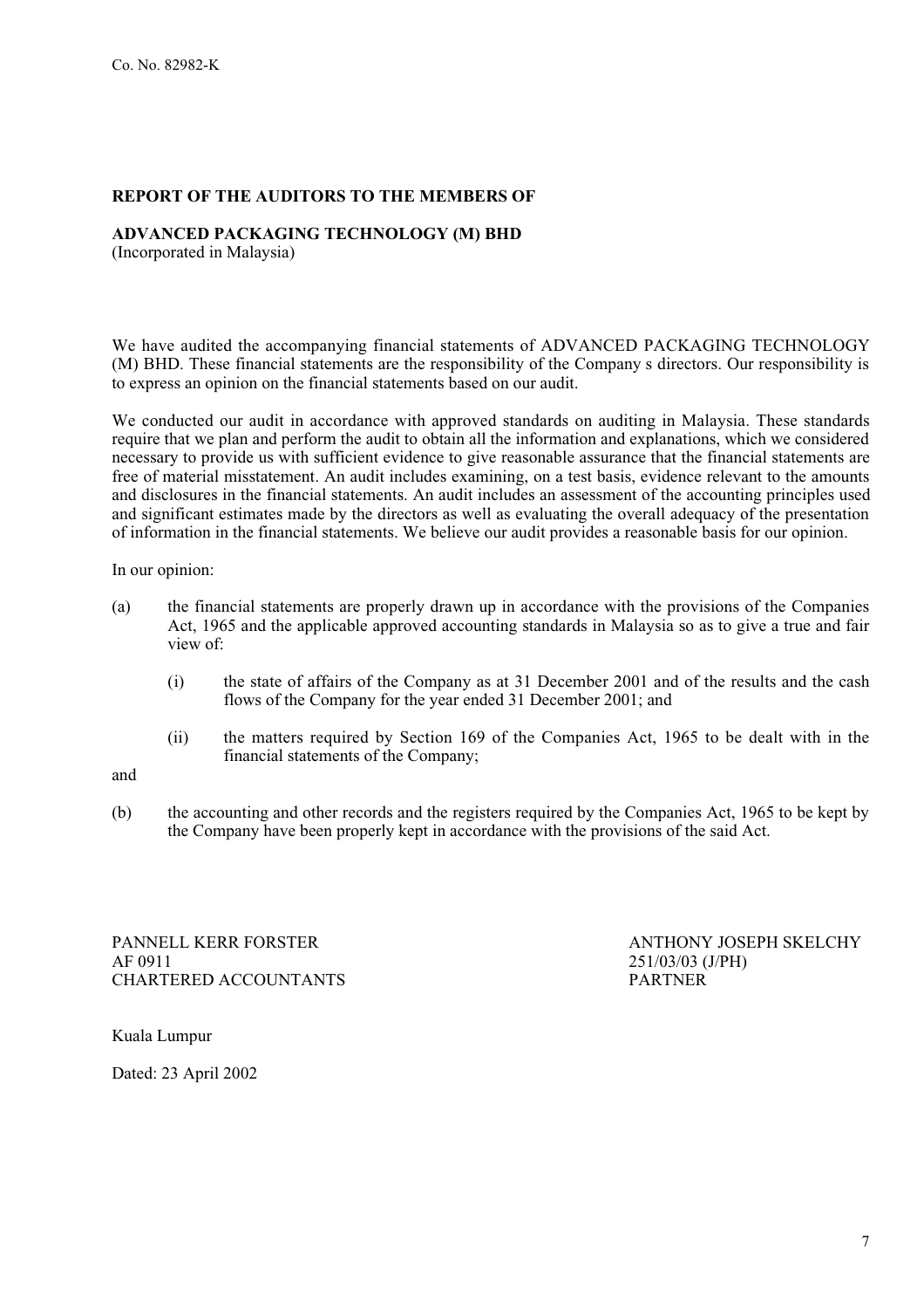## REPORT OF THE AUDITORS TO THE MEMBERS OF

## ADVANCED PACKAGING TECHNOLOGY (M) BHD

(Incorporated in Malaysia)

We have audited the accompanying financial statements of ADVANCED PACKAGING TECHNOLOGY (M) BHD. These financial statements are the responsibility of the Company s directors. Our responsibility is to express an opinion on the financial statements based on our audit.

We conducted our audit in accordance with approved standards on auditing in Malaysia. These standards require that we plan and perform the audit to obtain all the information and explanations, which we considered necessary to provide us with sufficient evidence to give reasonable assurance that the financial statements are free of material misstatement. An audit includes examining, on a test basis, evidence relevant to the amounts and disclosures in the financial statements. An audit includes an assessment of the accounting principles used and significant estimates made by the directors as well as evaluating the overall adequacy of the presentation of information in the financial statements. We believe our audit provides a reasonable basis for our opinion.

In our opinion:

(a) the financial statements are properly drawn up in accordance with the provisions of the Companies Act, 1965 and the applicable approved accounting standards in Malaysia so as to give a true and fair view of:

  (i) the state of affairs of the Company as at 31 December 2001 and of the results and the cash flows of the Company for the year ended 31 December 2001; and

  (ii) the matters required by Section 169 of the Companies Act, 1965 to be dealt with in the financial statements of the Company;

and

(b) the accounting and other records and the registers required by the Companies Act, 1965 to be kept by the Company have been properly kept in accordance with the provisions of the said Act.

PANNELL KERR FORSTER
AF 0911
CHARTERED ACCOUNTANTS

ANTHONY JOSEPH SKELCHY
251/03/03 (J/PH)
PARTNER

Kuala Lumpur

Dated: 23 April 2002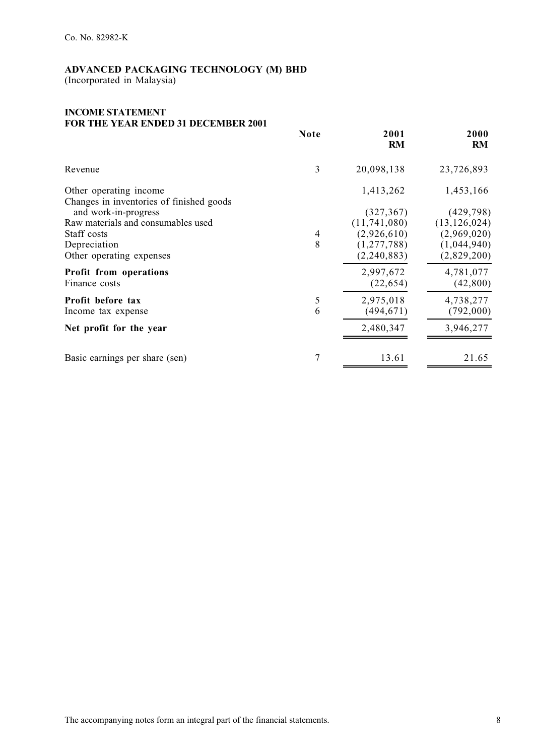Co. No. 82982-K

**ADVANCED PACKAGING TECHNOLOGY (M) BHD**
(Incorporated in Malaysia)

**INCOME STATEMENT**
**FOR THE YEAR ENDED 31 DECEMBER 2001**

| | Note | 2001 RM | 2000 RM |
|---|---|---|---|
| Revenue | 3 | 20,098,138 | 23,726,893 |
| Other operating income | | 1,413,262 | 1,453,166 |
| Changes in inventories of finished goods and work-in-progress | | (327,367) | (429,798) |
| Raw materials and consumables used | | (11,741,080) | (13,126,024) |
| Staff costs | 4 | (2,926,610) | (2,969,020) |
| Depreciation | 8 | (1,277,788) | (1,044,940) |
| Other operating expenses | | (2,240,883) | (2,829,200) |
| **Profit from operations** | | 2,997,672 | 4,781,077 |
| Finance costs | | (22,654) | (42,800) |
| **Profit before tax** | 5 | 2,975,018 | 4,738,277 |
| Income tax expense | 6 | (494,671) | (792,000) |
| **Net profit for the year** | | 2,480,347 | 3,946,277 |
| Basic earnings per share (sen) | 7 | 13.61 | 21.65 |

The accompanying notes form an integral part of the financial statements.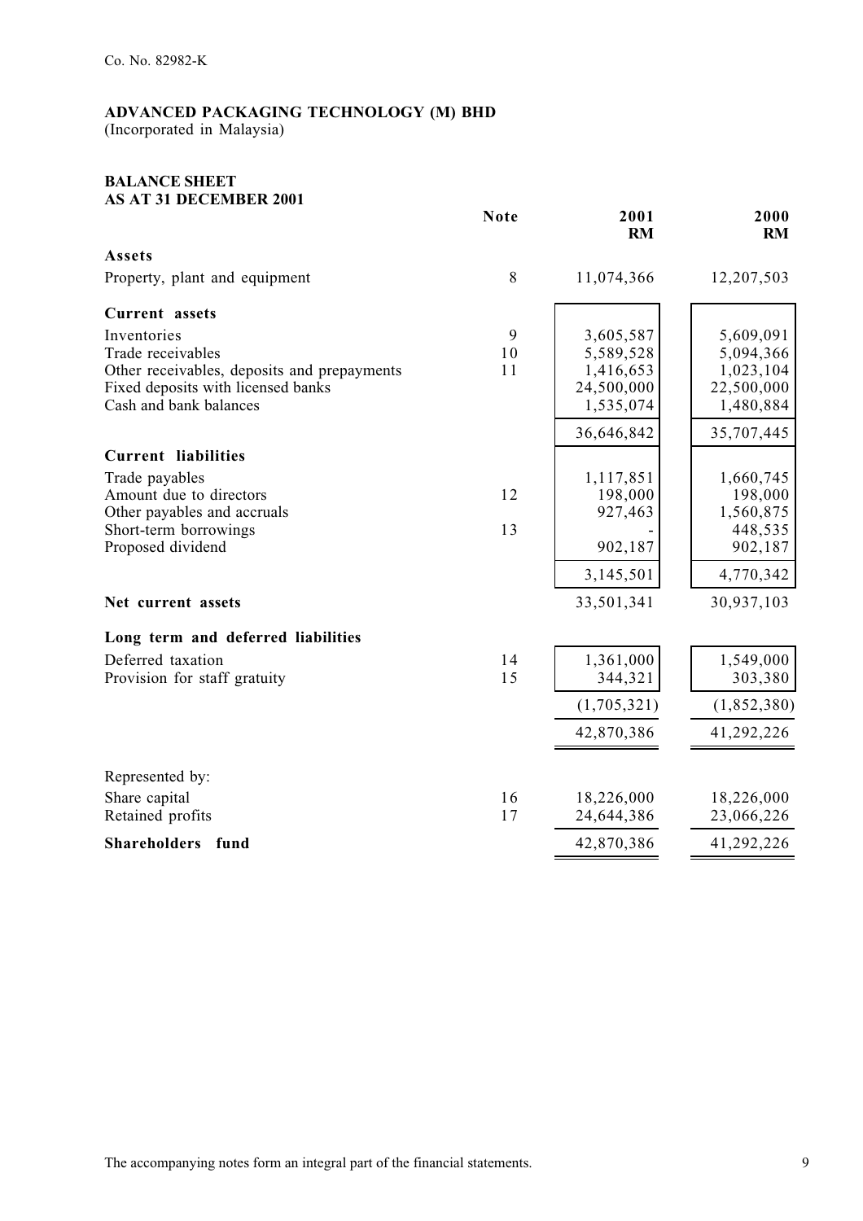Co. No. 82982-K

**ADVANCED PACKAGING TECHNOLOGY (M) BHD**
(Incorporated in Malaysia)

**BALANCE SHEET**
**AS AT 31 DECEMBER 2001**

| | Note | 2001 RM | 2000 RM |
|---|---|---|---|
| **Assets** | | | |
| Property, plant and equipment | 8 | 11,074,366 | 12,207,503 |
| **Current assets** | | | |
| Inventories | 9 | 3,605,587 | 5,609,091 |
| Trade receivables | 10 | 5,589,528 | 5,094,366 |
| Other receivables, deposits and prepayments | 11 | 1,416,653 | 1,023,104 |
| Fixed deposits with licensed banks | | 24,500,000 | 22,500,000 |
| Cash and bank balances | | 1,535,074 | 1,480,884 |
| | | 36,646,842 | 35,707,445 |
| **Current liabilities** | | | |
| Trade payables | | 1,117,851 | 1,660,745 |
| Amount due to directors | 12 | 198,000 | 198,000 |
| Other payables and accruals | | 927,463 | 1,560,875 |
| Short-term borrowings | 13 | - | 448,535 |
| Proposed dividend | | 902,187 | 902,187 |
| | | 3,145,501 | 4,770,342 |
| **Net current assets** | | 33,501,341 | 30,937,103 |
| **Long term and deferred liabilities** | | | |
| Deferred taxation | 14 | 1,361,000 | 1,549,000 |
| Provision for staff gratuity | 15 | 344,321 | 303,380 |
| | | (1,705,321) | (1,852,380) |
| | | 42,870,386 | 41,292,226 |
| Represented by: | | | |
| Share capital | 16 | 18,226,000 | 18,226,000 |
| Retained profits | 17 | 24,644,386 | 23,066,226 |
| **Shareholders fund** | | 42,870,386 | 41,292,226 |

The accompanying notes form an integral part of the financial statements.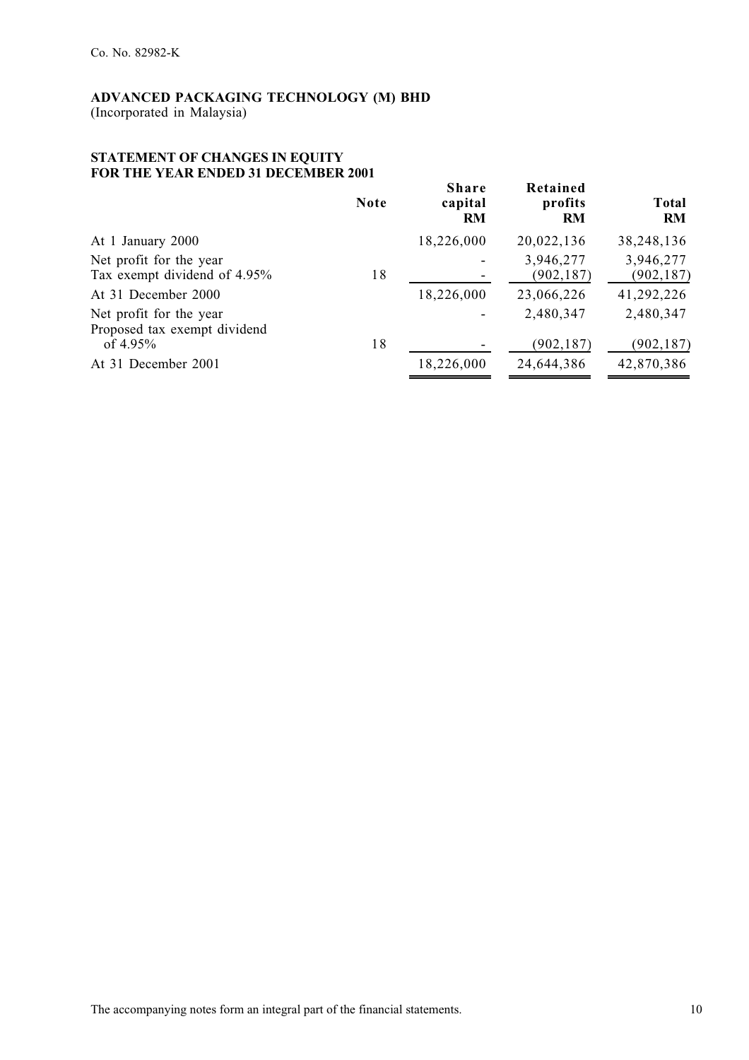Co. No. 82982-K

**ADVANCED PACKAGING TECHNOLOGY (M) BHD**
(Incorporated in Malaysia)

**STATEMENT OF CHANGES IN EQUITY**
**FOR THE YEAR ENDED 31 DECEMBER 2001**

| | Note | Share capital RM | Retained profits RM | Total RM |
|---|---|---|---|---|
| At 1 January 2000 | | 18,226,000 | 20,022,136 | 38,248,136 |
| Net profit for the year | | - | 3,946,277 | 3,946,277 |
| Tax exempt dividend of 4.95% | 18 | - | (902,187) | (902,187) |
| At 31 December 2000 | | 18,226,000 | 23,066,226 | 41,292,226 |
| Net profit for the year | | - | 2,480,347 | 2,480,347 |
| Proposed tax exempt dividend of 4.95% | 18 | - | (902,187) | (902,187) |
| At 31 December 2001 | | 18,226,000 | 24,644,386 | 42,870,386 |

The accompanying notes form an integral part of the financial statements.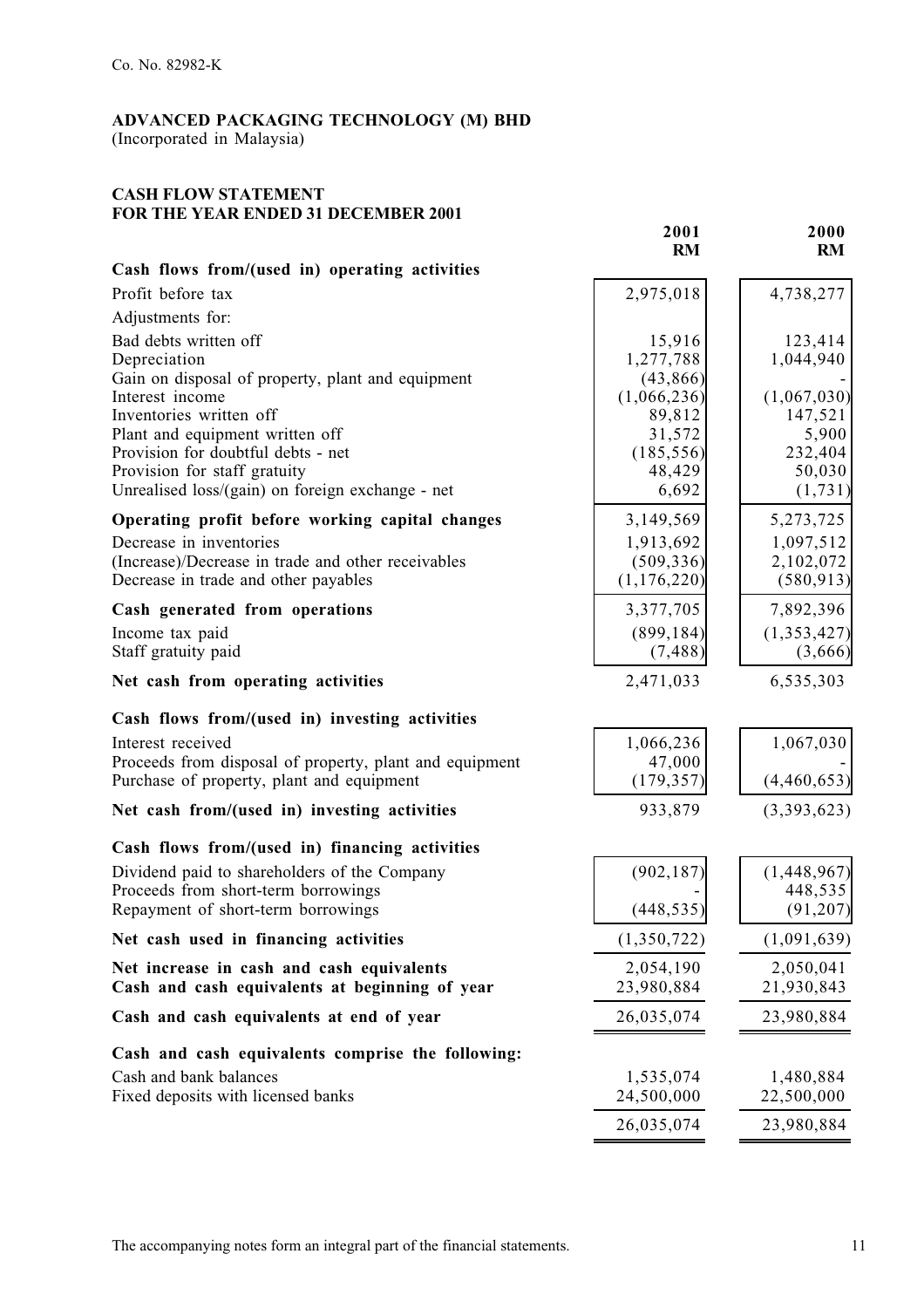Co. No. 82982-K

**ADVANCED PACKAGING TECHNOLOGY (M) BHD**
(Incorporated in Malaysia)

**CASH FLOW STATEMENT**
**FOR THE YEAR ENDED 31 DECEMBER 2001**

| | 2001<br>RM | 2000<br>RM |
|---|---|---|
| **Cash flows from/(used in) operating activities** | | |
| Profit before tax | 2,975,018 | 4,738,277 |
| Adjustments for: | | |
| Bad debts written off | 15,916 | 123,414 |
| Depreciation | 1,277,788 | 1,044,940 |
| Gain on disposal of property, plant and equipment | (43,866) | - |
| Interest income | (1,066,236) | (1,067,030) |
| Inventories written off | 89,812 | 147,521 |
| Plant and equipment written off | 31,572 | 5,900 |
| Provision for doubtful debts - net | (185,556) | 232,404 |
| Provision for staff gratuity | 48,429 | 50,030 |
| Unrealised loss/(gain) on foreign exchange - net | 6,692 | (1,731) |
| **Operating profit before working capital changes** | 3,149,569 | 5,273,725 |
| Decrease in inventories | 1,913,692 | 1,097,512 |
| (Increase)/Decrease in trade and other receivables | (509,336) | 2,102,072 |
| Decrease in trade and other payables | (1,176,220) | (580,913) |
| **Cash generated from operations** | 3,377,705 | 7,892,396 |
| Income tax paid | (899,184) | (1,353,427) |
| Staff gratuity paid | (7,488) | (3,666) |
| **Net cash from operating activities** | 2,471,033 | 6,535,303 |
| **Cash flows from/(used in) investing activities** | | |
| Interest received | 1,066,236 | 1,067,030 |
| Proceeds from disposal of property, plant and equipment | 47,000 | - |
| Purchase of property, plant and equipment | (179,357) | (4,460,653) |
| **Net cash from/(used in) investing activities** | 933,879 | (3,393,623) |
| **Cash flows from/(used in) financing activities** | | |
| Dividend paid to shareholders of the Company | (902,187) | (1,448,967) |
| Proceeds from short-term borrowings | - | 448,535 |
| Repayment of short-term borrowings | (448,535) | (91,207) |
| **Net cash used in financing activities** | (1,350,722) | (1,091,639) |
| **Net increase in cash and cash equivalents** | 2,054,190 | 2,050,041 |
| **Cash and cash equivalents at beginning of year** | 23,980,884 | 21,930,843 |
| **Cash and cash equivalents at end of year** | 26,035,074 | 23,980,884 |
| **Cash and cash equivalents comprise the following:** | | |
| Cash and bank balances | 1,535,074 | 1,480,884 |
| Fixed deposits with licensed banks | 24,500,000 | 22,500,000 |
| | 26,035,074 | 23,980,884 |

The accompanying notes form an integral part of the financial statements.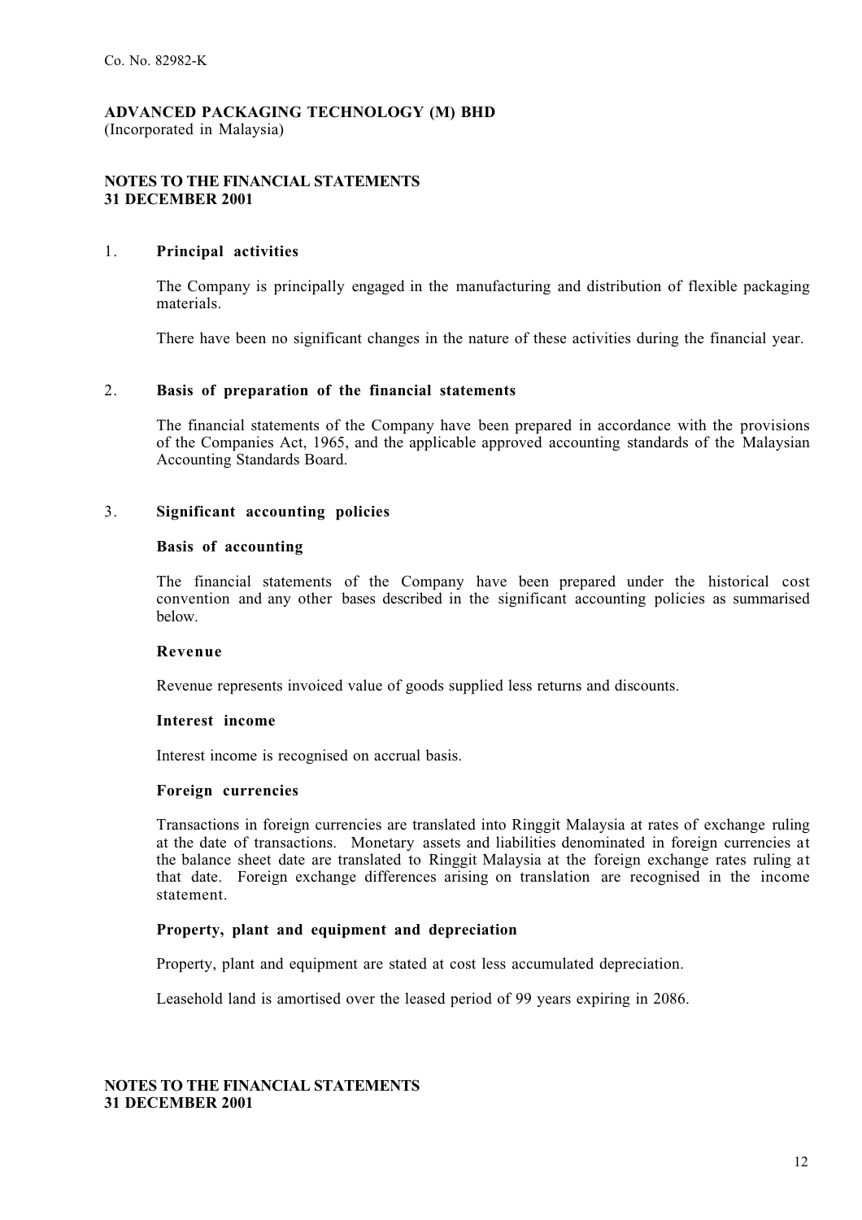Co. No. 82982-K

**ADVANCED PACKAGING TECHNOLOGY (M) BHD**
(Incorporated in Malaysia)

**NOTES TO THE FINANCIAL STATEMENTS**
**31 DECEMBER 2001**

## 1. Principal activities

The Company is principally engaged in the manufacturing and distribution of flexible packaging materials.

There have been no significant changes in the nature of these activities during the financial year.

## 2. Basis of preparation of the financial statements

The financial statements of the Company have been prepared in accordance with the provisions of the Companies Act, 1965, and the applicable approved accounting standards of the Malaysian Accounting Standards Board.

## 3. Significant accounting policies

### Basis of accounting

The financial statements of the Company have been prepared under the historical cost convention and any other bases described in the significant accounting policies as summarised below.

### Revenue

Revenue represents invoiced value of goods supplied less returns and discounts.

### Interest income

Interest income is recognised on accrual basis.

### Foreign currencies

Transactions in foreign currencies are translated into Ringgit Malaysia at rates of exchange ruling at the date of transactions. Monetary assets and liabilities denominated in foreign currencies at the balance sheet date are translated to Ringgit Malaysia at the foreign exchange rates ruling at that date. Foreign exchange differences arising on translation are recognised in the income statement.

### Property, plant and equipment and depreciation

Property, plant and equipment are stated at cost less accumulated depreciation.

Leasehold land is amortised over the leased period of 99 years expiring in 2086.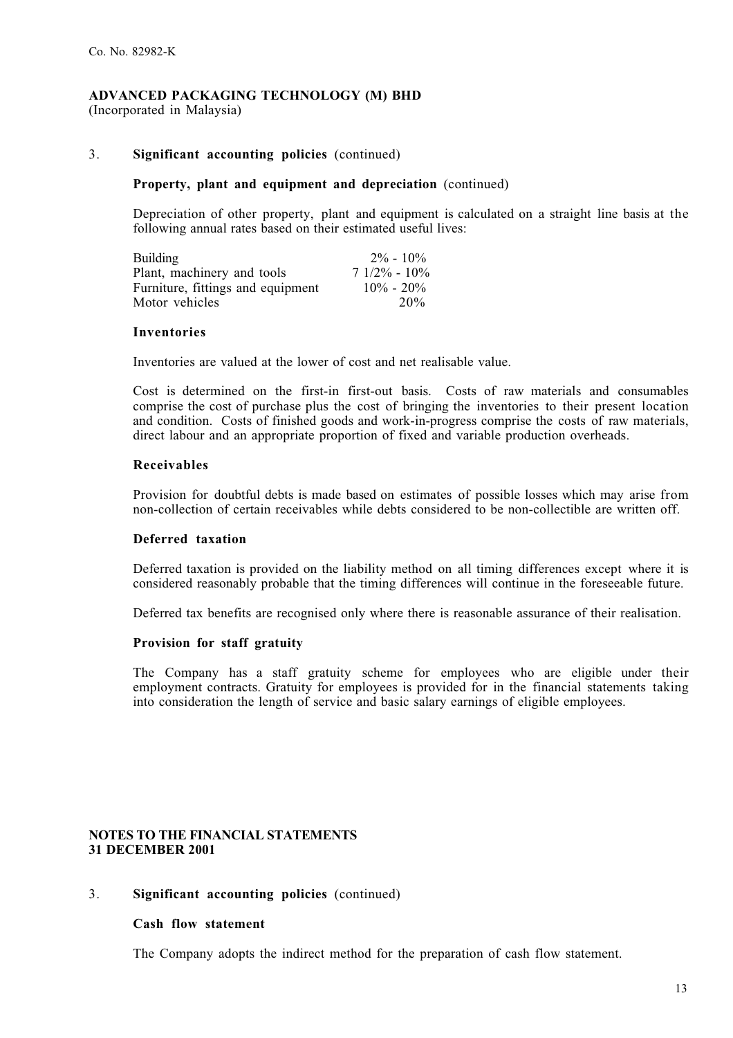Co. No. 82982-K

**ADVANCED PACKAGING TECHNOLOGY (M) BHD**
(Incorporated in Malaysia)

3. **Significant accounting policies** (continued)

**Property, plant and equipment and depreciation** (continued)

Depreciation of other property, plant and equipment is calculated on a straight line basis at the following annual rates based on their estimated useful lives:

| | |
|---|---|
| Building | 2% - 10% |
| Plant, machinery and tools | 7 1/2% - 10% |
| Furniture, fittings and equipment | 10% - 20% |
| Motor vehicles | 20% |

**Inventories**

Inventories are valued at the lower of cost and net realisable value.

Cost is determined on the first-in first-out basis. Costs of raw materials and consumables comprise the cost of purchase plus the cost of bringing the inventories to their present location and condition. Costs of finished goods and work-in-progress comprise the costs of raw materials, direct labour and an appropriate proportion of fixed and variable production overheads.

**Receivables**

Provision for doubtful debts is made based on estimates of possible losses which may arise from non-collection of certain receivables while debts considered to be non-collectible are written off.

**Deferred taxation**

Deferred taxation is provided on the liability method on all timing differences except where it is considered reasonably probable that the timing differences will continue in the foreseeable future.

Deferred tax benefits are recognised only where there is reasonable assurance of their realisation.

**Provision for staff gratuity**

The Company has a staff gratuity scheme for employees who are eligible under their employment contracts. Gratuity for employees is provided for in the financial statements taking into consideration the length of service and basic salary earnings of eligible employees.

**NOTES TO THE FINANCIAL STATEMENTS**
**31 DECEMBER 2001**

3. **Significant accounting policies** (continued)

**Cash flow statement**

The Company adopts the indirect method for the preparation of cash flow statement.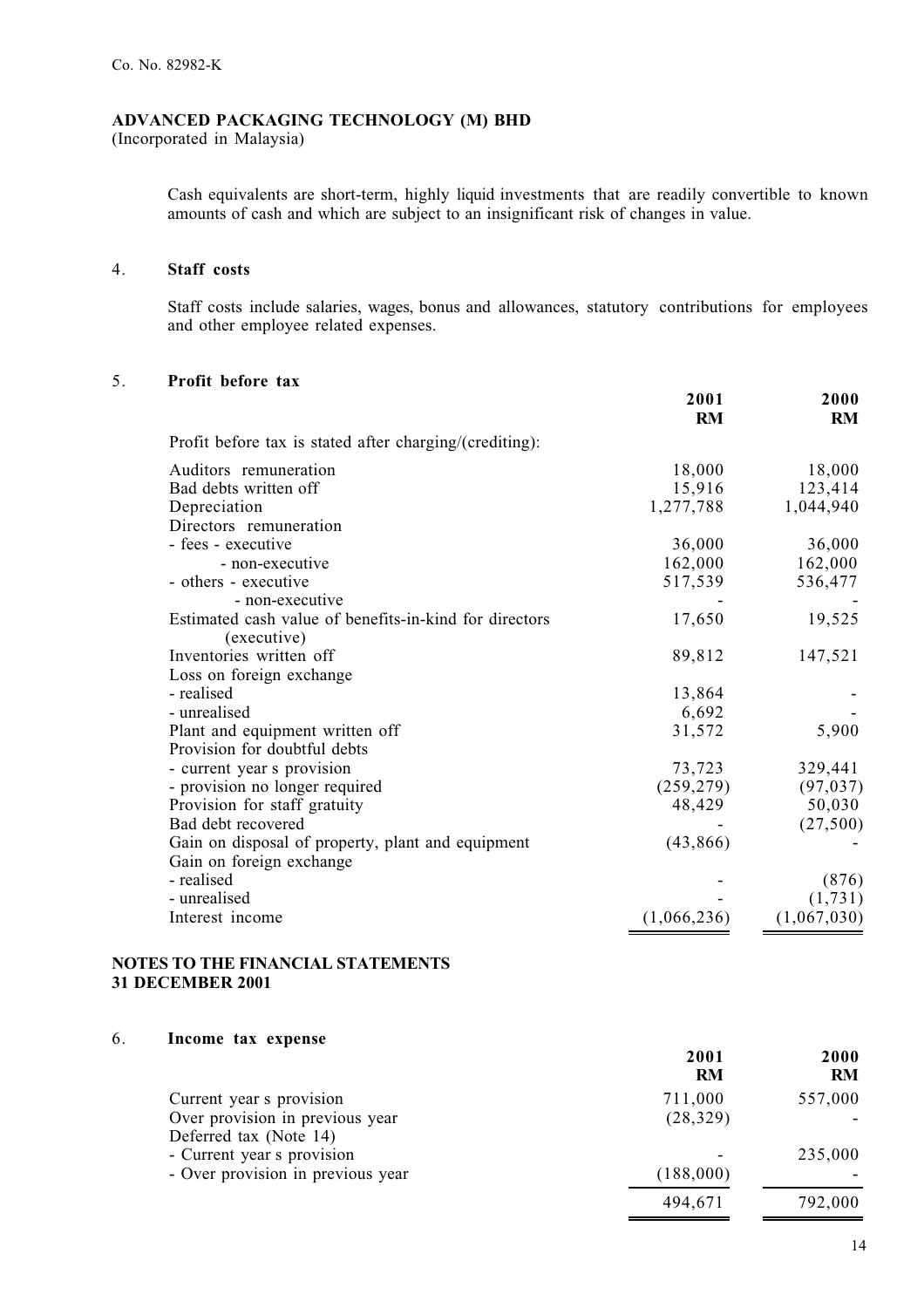Co. No. 82982-K

**ADVANCED PACKAGING TECHNOLOGY (M) BHD**
(Incorporated in Malaysia)

Cash equivalents are short-term, highly liquid investments that are readily convertible to known amounts of cash and which are subject to an insignificant risk of changes in value.

## 4. Staff costs

Staff costs include salaries, wages, bonus and allowances, statutory contributions for employees and other employee related expenses.

## 5. Profit before tax

| | 2001 RM | 2000 RM |
|---|---|---|
| Profit before tax is stated after charging/(crediting): | | |
| Auditors remuneration | 18,000 | 18,000 |
| Bad debts written off | 15,916 | 123,414 |
| Depreciation | 1,277,788 | 1,044,940 |
| Directors remuneration | | |
| - fees - executive | 36,000 | 36,000 |
| - non-executive | 162,000 | 162,000 |
| - others - executive | 517,539 | 536,477 |
| - non-executive | - | - |
| Estimated cash value of benefits-in-kind for directors (executive) | 17,650 | 19,525 |
| Inventories written off | 89,812 | 147,521 |
| Loss on foreign exchange | | |
| - realised | 13,864 | - |
| - unrealised | 6,692 | - |
| Plant and equipment written off | 31,572 | 5,900 |
| Provision for doubtful debts | | |
| - current year s provision | 73,723 | 329,441 |
| - provision no longer required | (259,279) | (97,037) |
| Provision for staff gratuity | 48,429 | 50,030 |
| Bad debt recovered | - | (27,500) |
| Gain on disposal of property, plant and equipment | (43,866) | - |
| Gain on foreign exchange | | |
| - realised | - | (876) |
| - unrealised | - | (1,731) |
| Interest income | (1,066,236) | (1,067,030) |

**NOTES TO THE FINANCIAL STATEMENTS**
**31 DECEMBER 2001**

## 6. Income tax expense

| | 2001 RM | 2000 RM |
|---|---|---|
| Current year s provision | 711,000 | 557,000 |
| Over provision in previous year | (28,329) | - |
| Deferred tax (Note 14) | | |
| - Current year s provision | - | 235,000 |
| - Over provision in previous year | (188,000) | - |
| | 494,671 | 792,000 |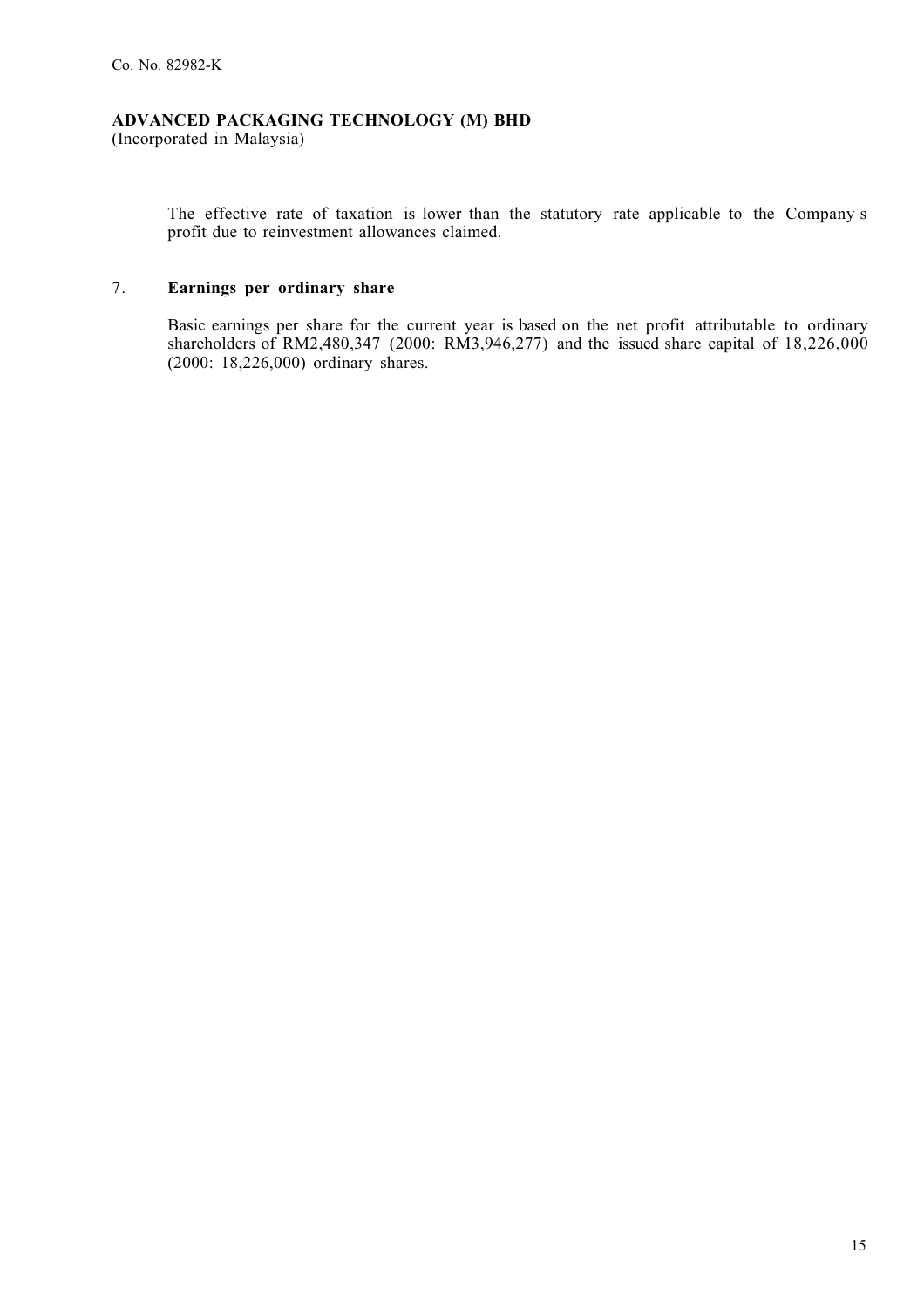The effective rate of taxation is lower than the statutory rate applicable to the Company s profit due to reinvestment allowances claimed.

## 7. Earnings per ordinary share

Basic earnings per share for the current year is based on the net profit attributable to ordinary shareholders of RM2,480,347 (2000: RM3,946,277) and the issued share capital of 18,226,000 (2000: 18,226,000) ordinary shares.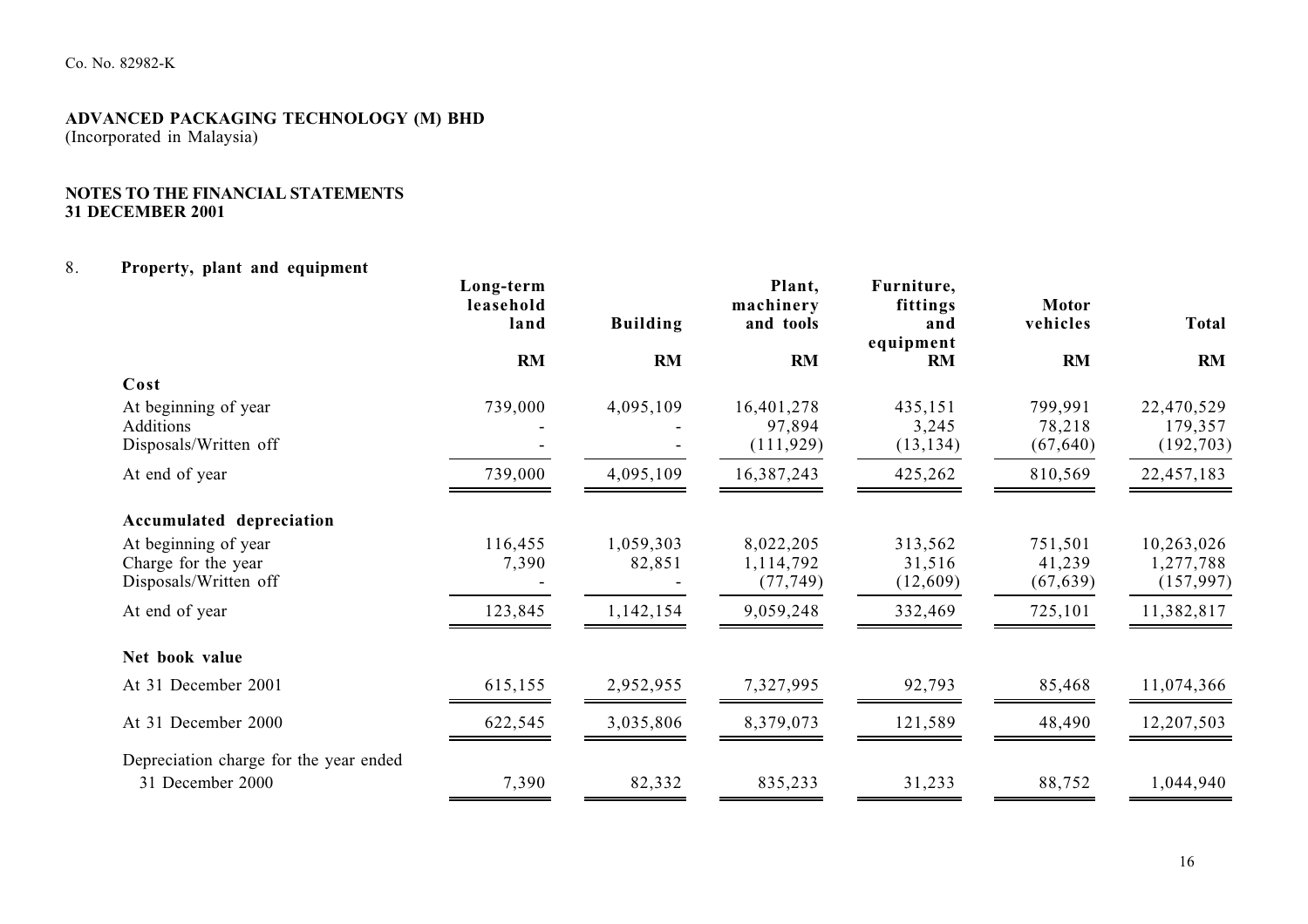Co. No. 82982-K

**ADVANCED PACKAGING TECHNOLOGY (M) BHD**
(Incorporated in Malaysia)

**NOTES TO THE FINANCIAL STATEMENTS**
**31 DECEMBER 2001**

## 8. Property, plant and equipment

| | Long-term leasehold land | Building | Plant, machinery and tools | Furniture, fittings and equipment | Motor vehicles | Total |
|---|---|---|---|---|---|---|
| | RM | RM | RM | RM | RM | RM |
| **Cost** | | | | | | |
| At beginning of year | 739,000 | 4,095,109 | 16,401,278 | 435,151 | 799,991 | 22,470,529 |
| Additions | - | - | 97,894 | 3,245 | 78,218 | 179,357 |
| Disposals/Written off | - | - | (111,929) | (13,134) | (67,640) | (192,703) |
| At end of year | 739,000 | 4,095,109 | 16,387,243 | 425,262 | 810,569 | 22,457,183 |
| **Accumulated depreciation** | | | | | | |
| At beginning of year | 116,455 | 1,059,303 | 8,022,205 | 313,562 | 751,501 | 10,263,026 |
| Charge for the year | 7,390 | 82,851 | 1,114,792 | 31,516 | 41,239 | 1,277,788 |
| Disposals/Written off | - | - | (77,749) | (12,609) | (67,639) | (157,997) |
| At end of year | 123,845 | 1,142,154 | 9,059,248 | 332,469 | 725,101 | 11,382,817 |
| **Net book value** | | | | | | |
| At 31 December 2001 | 615,155 | 2,952,955 | 7,327,995 | 92,793 | 85,468 | 11,074,366 |
| At 31 December 2000 | 622,545 | 3,035,806 | 8,379,073 | 121,589 | 48,490 | 12,207,503 |
| Depreciation charge for the year ended 31 December 2000 | 7,390 | 82,332 | 835,233 | 31,233 | 88,752 | 1,044,940 |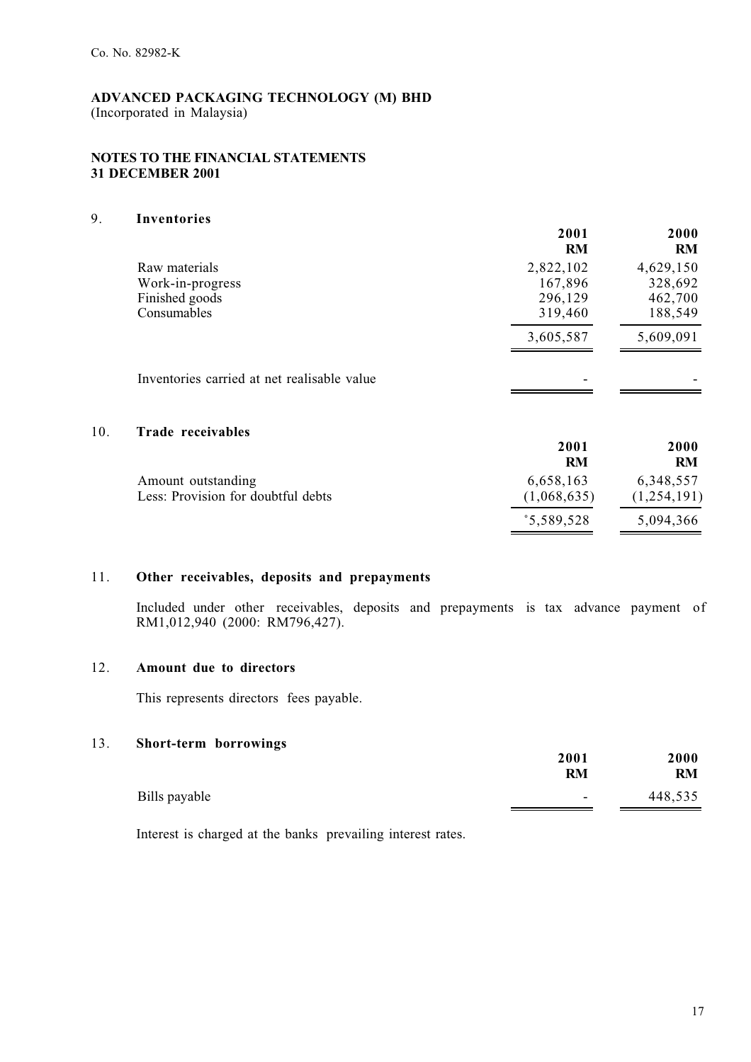Co. No. 82982-K

**ADVANCED PACKAGING TECHNOLOGY (M) BHD**
(Incorporated in Malaysia)

**NOTES TO THE FINANCIAL STATEMENTS**
**31 DECEMBER 2001**

## 9. Inventories

| | 2001<br>RM | 2000<br>RM |
|---|---|---|
| Raw materials | 2,822,102 | 4,629,150 |
| Work-in-progress | 167,896 | 328,692 |
| Finished goods | 296,129 | 462,700 |
| Consumables | 319,460 | 188,549 |
| | 3,605,587 | 5,609,091 |
| Inventories carried at net realisable value | - | - |

## 10. Trade receivables

| | 2001<br>RM | 2000<br>RM |
|---|---|---|
| Amount outstanding | 6,658,163 | 6,348,557 |
| Less: Provision for doubtful debts | (1,068,635) | (1,254,191) |
| | 5,589,528 | 5,094,366 |

## 11. Other receivables, deposits and prepayments

Included under other receivables, deposits and prepayments is tax advance payment of RM1,012,940 (2000: RM796,427).

## 12. Amount due to directors

This represents directors fees payable.

## 13. Short-term borrowings

| | 2001<br>RM | 2000<br>RM |
|---|---|---|
| Bills payable | - | 448,535 |

Interest is charged at the banks prevailing interest rates.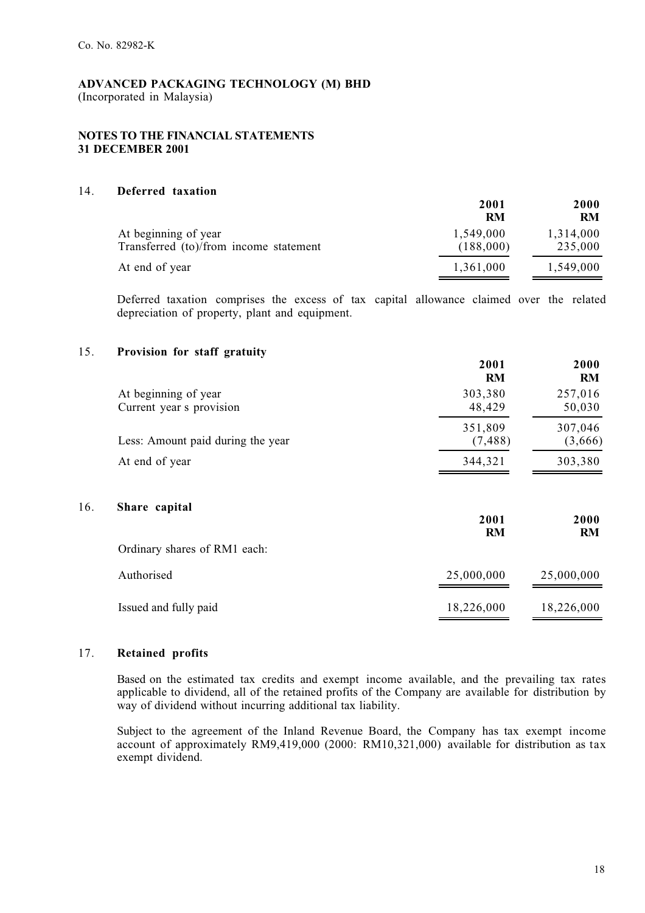Co. No. 82982-K

**ADVANCED PACKAGING TECHNOLOGY (M) BHD**
(Incorporated in Malaysia)

**NOTES TO THE FINANCIAL STATEMENTS**
**31 DECEMBER 2001**

## 14. Deferred taxation

| | 2001 RM | 2000 RM |
|---|---|---|
| At beginning of year | 1,549,000 | 1,314,000 |
| Transferred (to)/from income statement | (188,000) | 235,000 |
| At end of year | 1,361,000 | 1,549,000 |

Deferred taxation comprises the excess of tax capital allowance claimed over the related depreciation of property, plant and equipment.

## 15. Provision for staff gratuity

| | 2001 RM | 2000 RM |
|---|---|---|
| At beginning of year | 303,380 | 257,016 |
| Current year s provision | 48,429 | 50,030 |
| | 351,809 | 307,046 |
| Less: Amount paid during the year | (7,488) | (3,666) |
| At end of year | 344,321 | 303,380 |

## 16. Share capital

| | 2001 RM | 2000 RM |
|---|---|---|
| Ordinary shares of RM1 each: | | |
| Authorised | 25,000,000 | 25,000,000 |
| Issued and fully paid | 18,226,000 | 18,226,000 |

## 17. Retained profits

Based on the estimated tax credits and exempt income available, and the prevailing tax rates applicable to dividend, all of the retained profits of the Company are available for distribution by way of dividend without incurring additional tax liability.

Subject to the agreement of the Inland Revenue Board, the Company has tax exempt income account of approximately RM9,419,000 (2000: RM10,321,000) available for distribution as tax exempt dividend.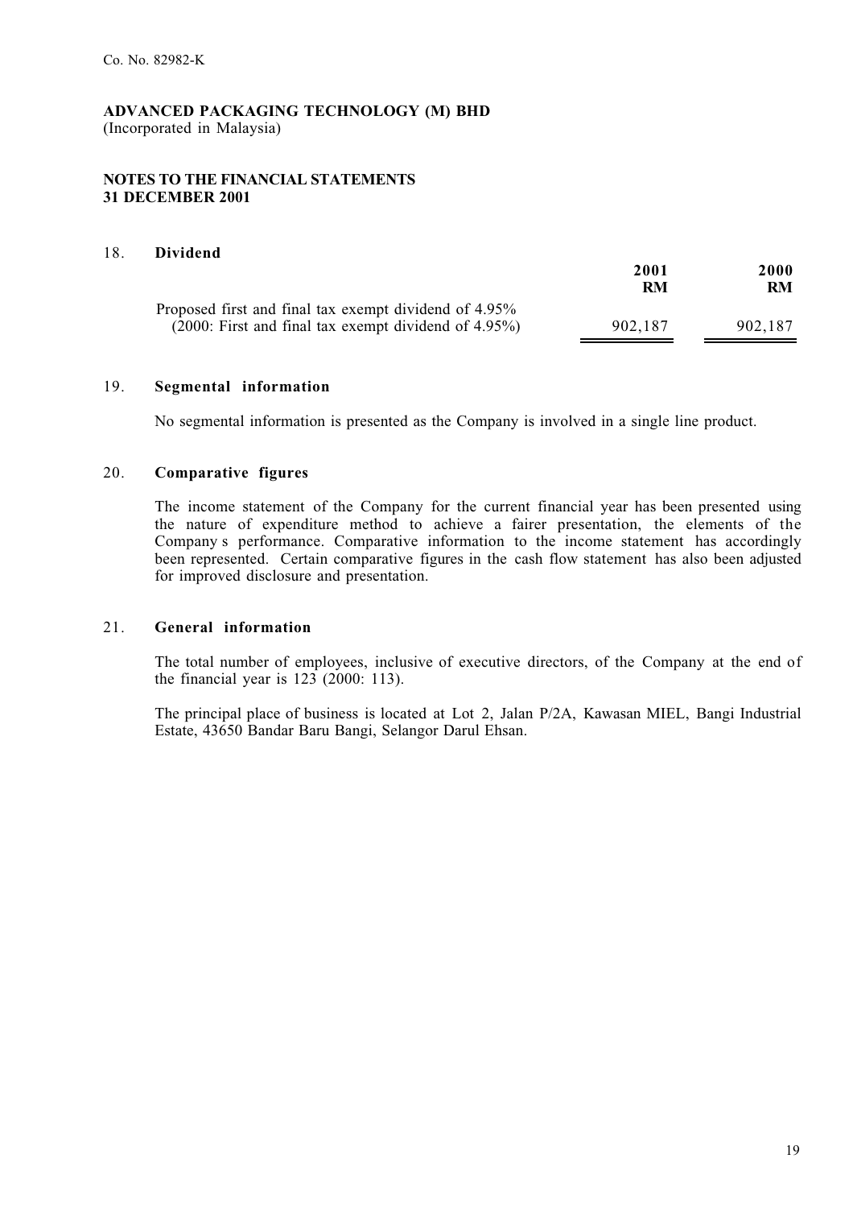Co. No. 82982-K

**ADVANCED PACKAGING TECHNOLOGY (M) BHD**
(Incorporated in Malaysia)

**NOTES TO THE FINANCIAL STATEMENTS**
**31 DECEMBER 2001**

## 18. Dividend

| | 2001 RM | 2000 RM |
|---|---|---|
| Proposed first and final tax exempt dividend of 4.95% (2000: First and final tax exempt dividend of 4.95%) | 902,187 | 902,187 |

## 19. Segmental information

No segmental information is presented as the Company is involved in a single line product.

## 20. Comparative figures

The income statement of the Company for the current financial year has been presented using the nature of expenditure method to achieve a fairer presentation, the elements of the Company s performance. Comparative information to the income statement has accordingly been represented. Certain comparative figures in the cash flow statement has also been adjusted for improved disclosure and presentation.

## 21. General information

The total number of employees, inclusive of executive directors, of the Company at the end of the financial year is 123 (2000: 113).

The principal place of business is located at Lot 2, Jalan P/2A, Kawasan MIEL, Bangi Industrial Estate, 43650 Bandar Baru Bangi, Selangor Darul Ehsan.